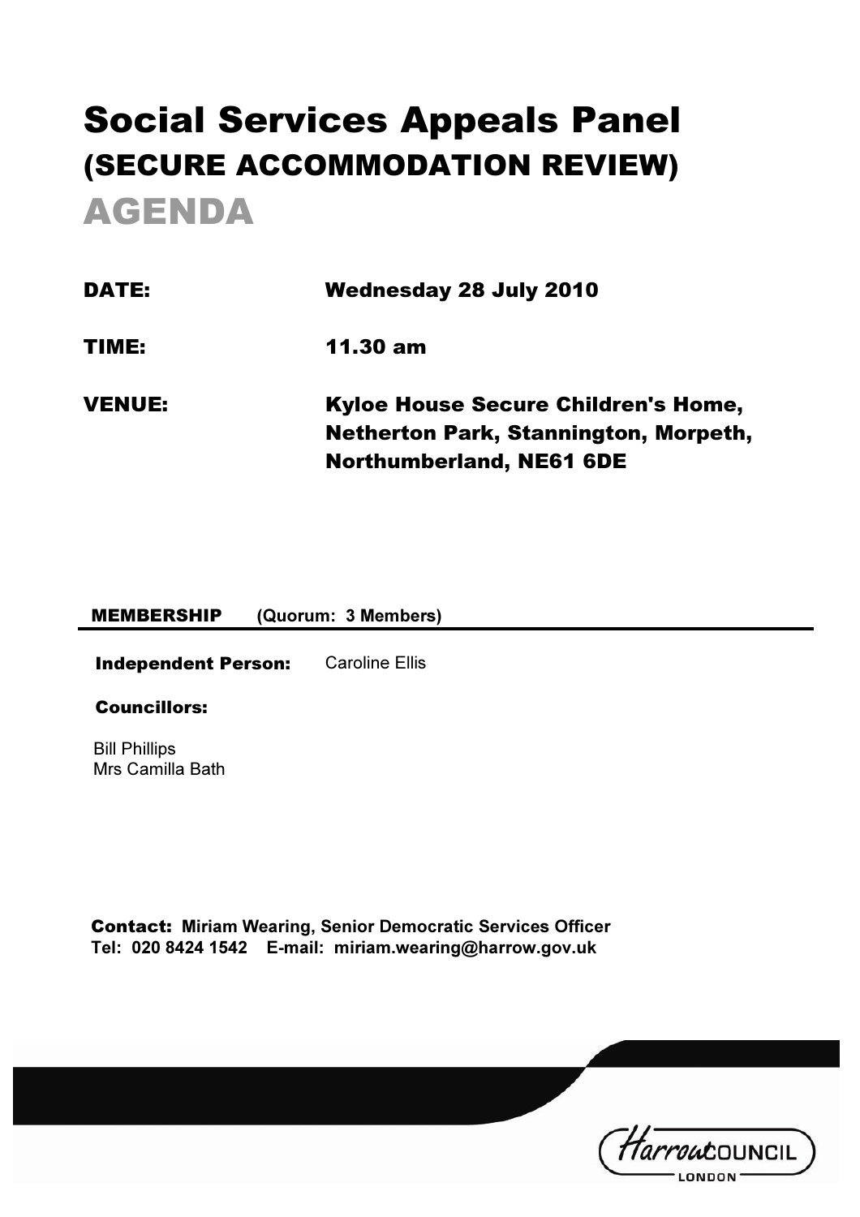# Social Services Appeals Panel
## (SECURE ACCOMMODATION REVIEW)
# AGENDA

**DATE:** Wednesday 28 July 2010

**TIME:** 11.30 am

**VENUE:** Kyloe House Secure Children's Home, Netherton Park, Stannington, Morpeth, Northumberland, NE61 6DE

**MEMBERSHIP** (Quorum: 3 Members)

**Independent Person:** Caroline Ellis

**Councillors:**

Bill Phillips
Mrs Camilla Bath

**Contact:** Miriam Wearing, Senior Democratic Services Officer
Tel: 020 8424 1542 E-mail: miriam.wearing@harrow.gov.uk

Harrow COUNCIL LONDON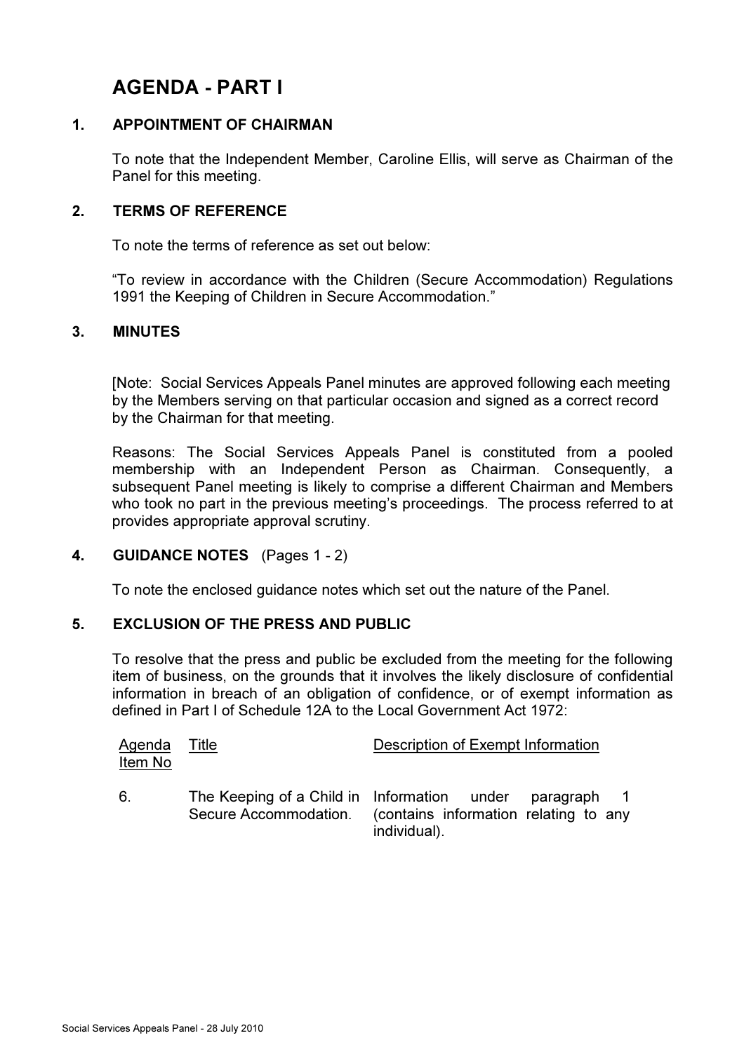# AGENDA - PART I

## 1. APPOINTMENT OF CHAIRMAN

To note that the Independent Member, Caroline Ellis, will serve as Chairman of the Panel for this meeting.

## 2. TERMS OF REFERENCE

To note the terms of reference as set out below:

"To review in accordance with the Children (Secure Accommodation) Regulations 1991 the Keeping of Children in Secure Accommodation."

## 3. MINUTES

[Note: Social Services Appeals Panel minutes are approved following each meeting by the Members serving on that particular occasion and signed as a correct record by the Chairman for that meeting.

Reasons: The Social Services Appeals Panel is constituted from a pooled membership with an Independent Person as Chairman. Consequently, a subsequent Panel meeting is likely to comprise a different Chairman and Members who took no part in the previous meeting's proceedings. The process referred to at provides appropriate approval scrutiny.

## 4. GUIDANCE NOTES (Pages 1 - 2)

To note the enclosed guidance notes which set out the nature of the Panel.

## 5. EXCLUSION OF THE PRESS AND PUBLIC

To resolve that the press and public be excluded from the meeting for the following item of business, on the grounds that it involves the likely disclosure of confidential information in breach of an obligation of confidence, or of exempt information as defined in Part I of Schedule 12A to the Local Government Act 1972:

| Agenda Item No | Title | Description of Exempt Information |
|---|---|---|
| 6. | The Keeping of a Child in Secure Accommodation. | Information under paragraph 1 (contains information relating to any individual). |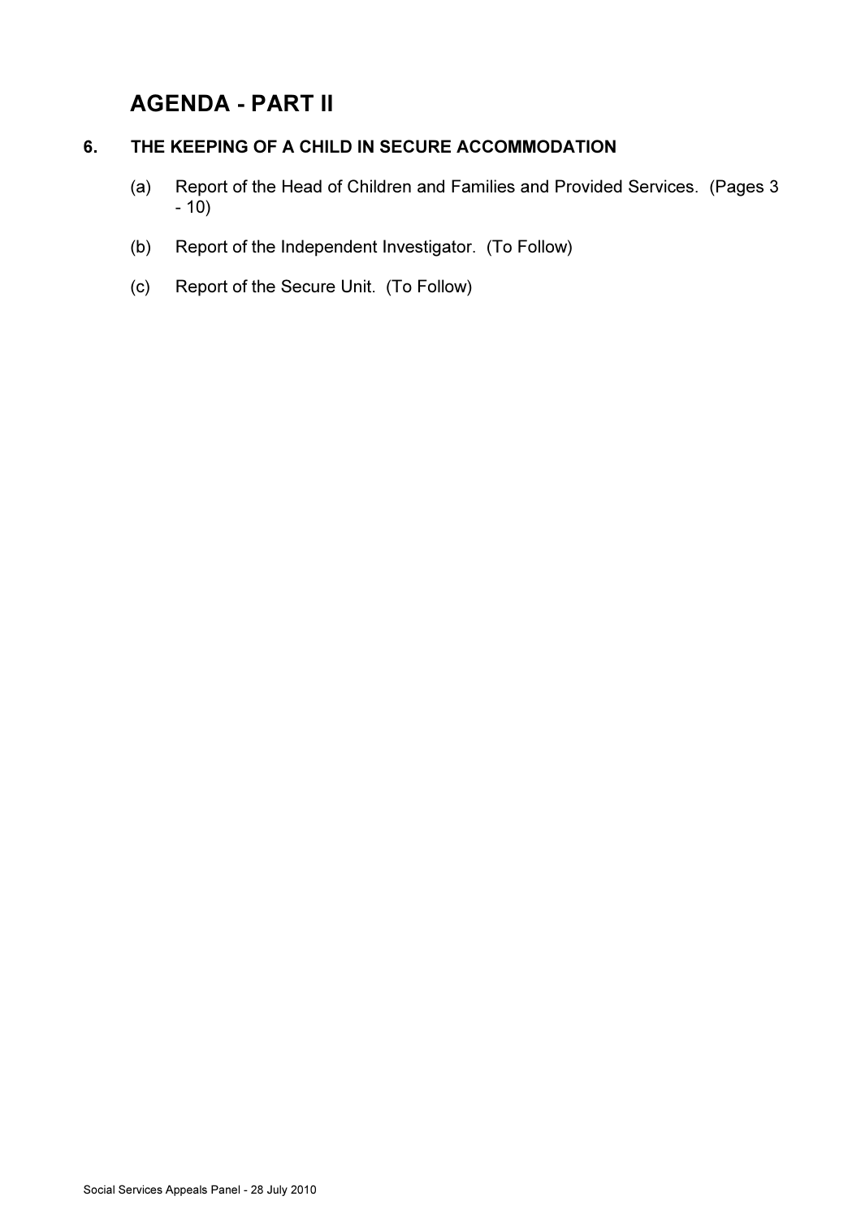# AGENDA - PART II

## 6. THE KEEPING OF A CHILD IN SECURE ACCOMMODATION

(a) Report of the Head of Children and Families and Provided Services. (Pages 3 - 10)

(b) Report of the Independent Investigator. (To Follow)

(c) Report of the Secure Unit. (To Follow)